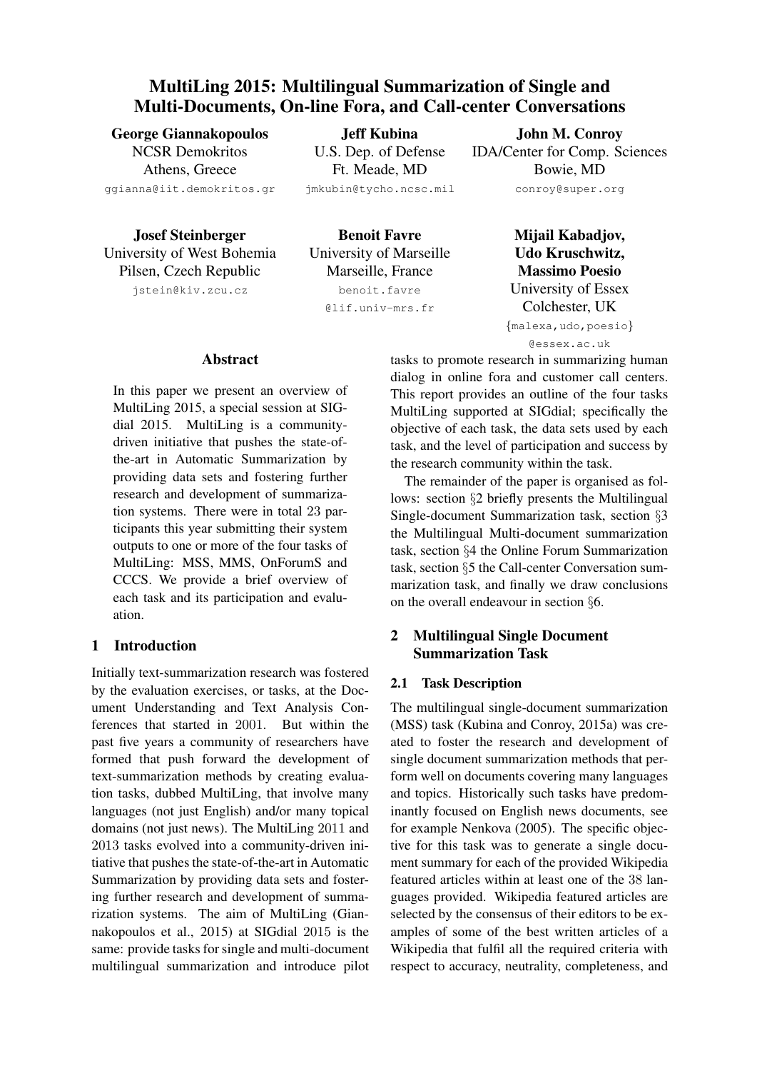# MultiLing 2015: Multilingual Summarization of Single and Multi-Documents, On-line Fora, and Call-center Conversations

**George Giannakopoulos**
NCSR Demokritos
Athens, Greece
ggianna@iit.demokritos.gr

**Jeff Kubina**
U.S. Dep. of Defense
Ft. Meade, MD
jmkubin@tycho.ncsc.mil

**John M. Conroy**
IDA/Center for Comp. Sciences
Bowie, MD
conroy@super.org

**Josef Steinberger**
University of West Bohemia
Pilsen, Czech Republic
jstein@kiv.zcu.cz

**Benoit Favre**
University of Marseille
Marseille, France
benoit.favre@lif.univ-mrs.fr

**Mijail Kabadjov, Udo Kruschwitz, Massimo Poesio**
University of Essex
Colchester, UK
{malexa,udo,poesio}@essex.ac.uk

## Abstract

In this paper we present an overview of MultiLing 2015, a special session at SIGdial 2015. MultiLing is a community-driven initiative that pushes the state-of-the-art in Automatic Summarization by providing data sets and fostering further research and development of summarization systems. There were in total 23 participants this year submitting their system outputs to one or more of the four tasks of MultiLing: MSS, MMS, OnForumS and CCCS. We provide a brief overview of each task and its participation and evaluation.

## 1 Introduction

Initially text-summarization research was fostered by the evaluation exercises, or tasks, at the Document Understanding and Text Analysis Conferences that started in 2001. But within the past five years a community of researchers have formed that push forward the development of text-summarization methods by creating evaluation tasks, dubbed MultiLing, that involve many languages (not just English) and/or many topical domains (not just news). The MultiLing 2011 and 2013 tasks evolved into a community-driven initiative that pushes the state-of-the-art in Automatic Summarization by providing data sets and fostering further research and development of summarization systems. The aim of MultiLing (Giannakopoulos et al., 2015) at SIGdial 2015 is the same: provide tasks for single and multi-document multilingual summarization and introduce pilot tasks to promote research in summarizing human dialog in online fora and customer call centers. This report provides an outline of the four tasks MultiLing supported at SIGdial; specifically the objective of each task, the data sets used by each task, and the level of participation and success by the research community within the task.

The remainder of the paper is organised as follows: section §2 briefly presents the Multilingual Single-document Summarization task, section §3 the Multilingual Multi-document summarization task, section §4 the Online Forum Summarization task, section §5 the Call-center Conversation summarization task, and finally we draw conclusions on the overall endeavour in section §6.

## 2 Multilingual Single Document Summarization Task

### 2.1 Task Description

The multilingual single-document summarization (MSS) task (Kubina and Conroy, 2015a) was created to foster the research and development of single document summarization methods that perform well on documents covering many languages and topics. Historically such tasks have predominantly focused on English news documents, see for example Nenkova (2005). The specific objective for this task was to generate a single document summary for each of the provided Wikipedia featured articles within at least one of the 38 languages provided. Wikipedia featured articles are selected by the consensus of their editors to be examples of some of the best written articles of a Wikipedia that fulfil all the required criteria with respect to accuracy, neutrality, completeness, and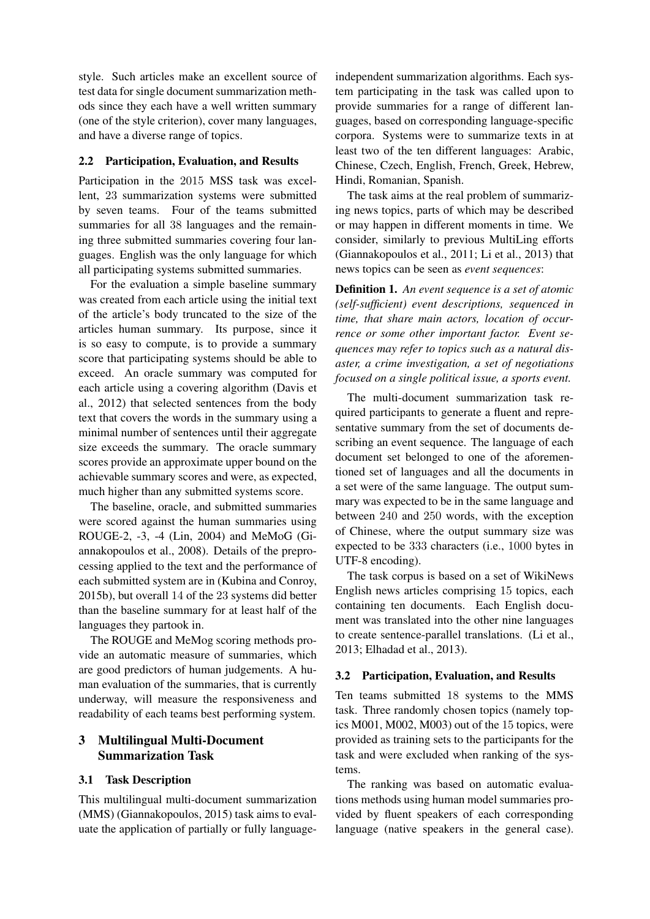style. Such articles make an excellent source of test data for single document summarization methods since they each have a well written summary (one of the style criterion), cover many languages, and have a diverse range of topics.

### 2.2 Participation, Evaluation, and Results

Participation in the 2015 MSS task was excellent, 23 summarization systems were submitted by seven teams. Four of the teams submitted summaries for all 38 languages and the remaining three submitted summaries covering four languages. English was the only language for which all participating systems submitted summaries.

For the evaluation a simple baseline summary was created from each article using the initial text of the article's body truncated to the size of the articles human summary. Its purpose, since it is so easy to compute, is to provide a summary score that participating systems should be able to exceed. An oracle summary was computed for each article using a covering algorithm (Davis et al., 2012) that selected sentences from the body text that covers the words in the summary using a minimal number of sentences until their aggregate size exceeds the summary. The oracle summary scores provide an approximate upper bound on the achievable summary scores and were, as expected, much higher than any submitted systems score.

The baseline, oracle, and submitted summaries were scored against the human summaries using ROUGE-2, -3, -4 (Lin, 2004) and MeMoG (Giannakopoulos et al., 2008). Details of the preprocessing applied to the text and the performance of each submitted system are in (Kubina and Conroy, 2015b), but overall 14 of the 23 systems did better than the baseline summary for at least half of the languages they partook in.

The ROUGE and MeMog scoring methods provide an automatic measure of summaries, which are good predictors of human judgements. A human evaluation of the summaries, that is currently underway, will measure the responsiveness and readability of each teams best performing system.

## 3 Multilingual Multi-Document Summarization Task

### 3.1 Task Description

This multilingual multi-document summarization (MMS) (Giannakopoulos, 2015) task aims to evaluate the application of partially or fully language-independent summarization algorithms. Each system participating in the task was called upon to provide summaries for a range of different languages, based on corresponding language-specific corpora. Systems were to summarize texts in at least two of the ten different languages: Arabic, Chinese, Czech, English, French, Greek, Hebrew, Hindi, Romanian, Spanish.

The task aims at the real problem of summarizing news topics, parts of which may be described or may happen in different moments in time. We consider, similarly to previous MultiLing efforts (Giannakopoulos et al., 2011; Li et al., 2013) that news topics can be seen as *event sequences*:

**Definition 1.** *An event sequence is a set of atomic (self-sufficient) event descriptions, sequenced in time, that share main actors, location of occurrence or some other important factor. Event sequences may refer to topics such as a natural disaster, a crime investigation, a set of negotiations focused on a single political issue, a sports event.*

The multi-document summarization task required participants to generate a fluent and representative summary from the set of documents describing an event sequence. The language of each document set belonged to one of the aforementioned set of languages and all the documents in a set were of the same language. The output summary was expected to be in the same language and between 240 and 250 words, with the exception of Chinese, where the output summary size was expected to be 333 characters (i.e., 1000 bytes in UTF-8 encoding).

The task corpus is based on a set of WikiNews English news articles comprising 15 topics, each containing ten documents. Each English document was translated into the other nine languages to create sentence-parallel translations. (Li et al., 2013; Elhadad et al., 2013).

### 3.2 Participation, Evaluation, and Results

Ten teams submitted 18 systems to the MMS task. Three randomly chosen topics (namely topics M001, M002, M003) out of the 15 topics, were provided as training sets to the participants for the task and were excluded when ranking of the systems.

The ranking was based on automatic evaluations methods using human model summaries provided by fluent speakers of each corresponding language (native speakers in the general case).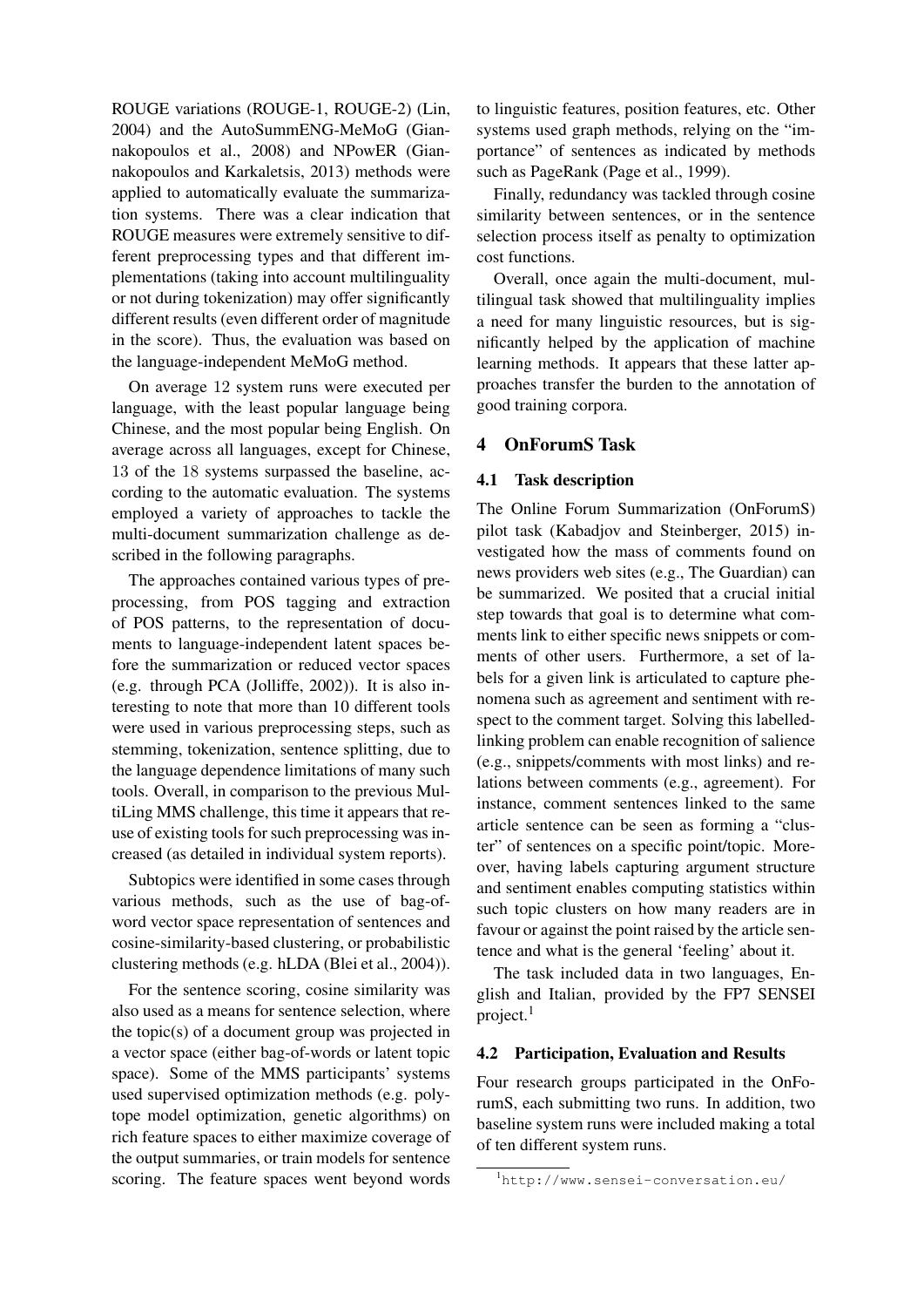ROUGE variations (ROUGE-1, ROUGE-2) (Lin, 2004) and the AutoSummENG-MeMoG (Giannakopoulos et al., 2008) and NPowER (Giannakopoulos and Karkaletsis, 2013) methods were applied to automatically evaluate the summarization systems. There was a clear indication that ROUGE measures were extremely sensitive to different preprocessing types and that different implementations (taking into account multilinguality or not during tokenization) may offer significantly different results (even different order of magnitude in the score). Thus, the evaluation was based on the language-independent MeMoG method.

On average 12 system runs were executed per language, with the least popular language being Chinese, and the most popular being English. On average across all languages, except for Chinese, 13 of the 18 systems surpassed the baseline, according to the automatic evaluation. The systems employed a variety of approaches to tackle the multi-document summarization challenge as described in the following paragraphs.

The approaches contained various types of preprocessing, from POS tagging and extraction of POS patterns, to the representation of documents to language-independent latent spaces before the summarization or reduced vector spaces (e.g. through PCA (Jolliffe, 2002)). It is also interesting to note that more than 10 different tools were used in various preprocessing steps, such as stemming, tokenization, sentence splitting, due to the language dependence limitations of many such tools. Overall, in comparison to the previous MultiLing MMS challenge, this time it appears that reuse of existing tools for such preprocessing was increased (as detailed in individual system reports).

Subtopics were identified in some cases through various methods, such as the use of bag-of-word vector space representation of sentences and cosine-similarity-based clustering, or probabilistic clustering methods (e.g. hLDA (Blei et al., 2004)).

For the sentence scoring, cosine similarity was also used as a means for sentence selection, where the topic(s) of a document group was projected in a vector space (either bag-of-words or latent topic space). Some of the MMS participants' systems used supervised optimization methods (e.g. polytope model optimization, genetic algorithms) on rich feature spaces to either maximize coverage of the output summaries, or train models for sentence scoring. The feature spaces went beyond words to linguistic features, position features, etc. Other systems used graph methods, relying on the "importance" of sentences as indicated by methods such as PageRank (Page et al., 1999).

Finally, redundancy was tackled through cosine similarity between sentences, or in the sentence selection process itself as penalty to optimization cost functions.

Overall, once again the multi-document, multilingual task showed that multilinguality implies a need for many linguistic resources, but is significantly helped by the application of machine learning methods. It appears that these latter approaches transfer the burden to the annotation of good training corpora.

## 4 OnForumS Task

### 4.1 Task description

The Online Forum Summarization (OnForumS) pilot task (Kabadjov and Steinberger, 2015) investigated how the mass of comments found on news providers web sites (e.g., The Guardian) can be summarized. We posited that a crucial initial step towards that goal is to determine what comments link to either specific news snippets or comments of other users. Furthermore, a set of labels for a given link is articulated to capture phenomena such as agreement and sentiment with respect to the comment target. Solving this labelled-linking problem can enable recognition of salience (e.g., snippets/comments with most links) and relations between comments (e.g., agreement). For instance, comment sentences linked to the same article sentence can be seen as forming a "cluster" of sentences on a specific point/topic. Moreover, having labels capturing argument structure and sentiment enables computing statistics within such topic clusters on how many readers are in favour or against the point raised by the article sentence and what is the general 'feeling' about it.

The task included data in two languages, English and Italian, provided by the FP7 SENSEI project.[1]

### 4.2 Participation, Evaluation and Results

Four research groups participated in the OnForumS, each submitting two runs. In addition, two baseline system runs were included making a total of ten different system runs.

[1] http://www.sensei-conversation.eu/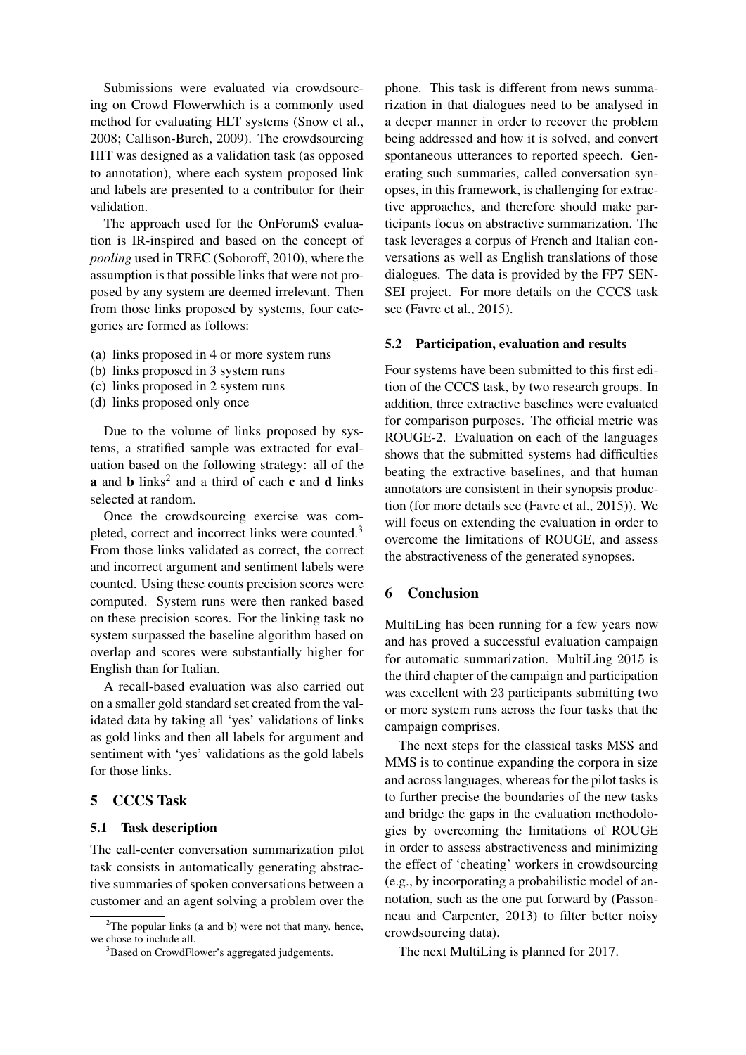Submissions were evaluated via crowdsourcing on Crowd Flowerwhich is a commonly used method for evaluating HLT systems (Snow et al., 2008; Callison-Burch, 2009). The crowdsourcing HIT was designed as a validation task (as opposed to annotation), where each system proposed link and labels are presented to a contributor for their validation.

The approach used for the OnForumS evaluation is IR-inspired and based on the concept of *pooling* used in TREC (Soboroff, 2010), where the assumption is that possible links that were not proposed by any system are deemed irrelevant. Then from those links proposed by systems, four categories are formed as follows:

(a) links proposed in 4 or more system runs
(b) links proposed in 3 system runs
(c) links proposed in 2 system runs
(d) links proposed only once

Due to the volume of links proposed by systems, a stratified sample was extracted for evaluation based on the following strategy: all of the **a** and **b** links[2] and a third of each **c** and **d** links selected at random.

Once the crowdsourcing exercise was completed, correct and incorrect links were counted.[3] From those links validated as correct, the correct and incorrect argument and sentiment labels were counted. Using these counts precision scores were computed. System runs were then ranked based on these precision scores. For the linking task no system surpassed the baseline algorithm based on overlap and scores were substantially higher for English than for Italian.

A recall-based evaluation was also carried out on a smaller gold standard set created from the validated data by taking all 'yes' validations of links as gold links and then all labels for argument and sentiment with 'yes' validations as the gold labels for those links.

## 5 CCCS Task

### 5.1 Task description

The call-center conversation summarization pilot task consists in automatically generating abstractive summaries of spoken conversations between a customer and an agent solving a problem over the phone. This task is different from news summarization in that dialogues need to be analysed in a deeper manner in order to recover the problem being addressed and how it is solved, and convert spontaneous utterances to reported speech. Generating such summaries, called conversation synopses, in this framework, is challenging for extractive approaches, and therefore should make participants focus on abstractive summarization. The task leverages a corpus of French and Italian conversations as well as English translations of those dialogues. The data is provided by the FP7 SENSEI project. For more details on the CCCS task see (Favre et al., 2015).

### 5.2 Participation, evaluation and results

Four systems have been submitted to this first edition of the CCCS task, by two research groups. In addition, three extractive baselines were evaluated for comparison purposes. The official metric was ROUGE-2. Evaluation on each of the languages shows that the submitted systems had difficulties beating the extractive baselines, and that human annotators are consistent in their synopsis production (for more details see (Favre et al., 2015)). We will focus on extending the evaluation in order to overcome the limitations of ROUGE, and assess the abstractiveness of the generated synopses.

## 6 Conclusion

MultiLing has been running for a few years now and has proved a successful evaluation campaign for automatic summarization. MultiLing 2015 is the third chapter of the campaign and participation was excellent with 23 participants submitting two or more system runs across the four tasks that the campaign comprises.

The next steps for the classical tasks MSS and MMS is to continue expanding the corpora in size and across languages, whereas for the pilot tasks is to further precise the boundaries of the new tasks and bridge the gaps in the evaluation methodologies by overcoming the limitations of ROUGE in order to assess abstractiveness and minimizing the effect of 'cheating' workers in crowdsourcing (e.g., by incorporating a probabilistic model of annotation, such as the one put forward by (Passonneau and Carpenter, 2013) to filter better noisy crowdsourcing data).

The next MultiLing is planned for 2017.

[2]The popular links (**a** and **b**) were not that many, hence, we chose to include all.

[3]Based on CrowdFlower's aggregated judgements.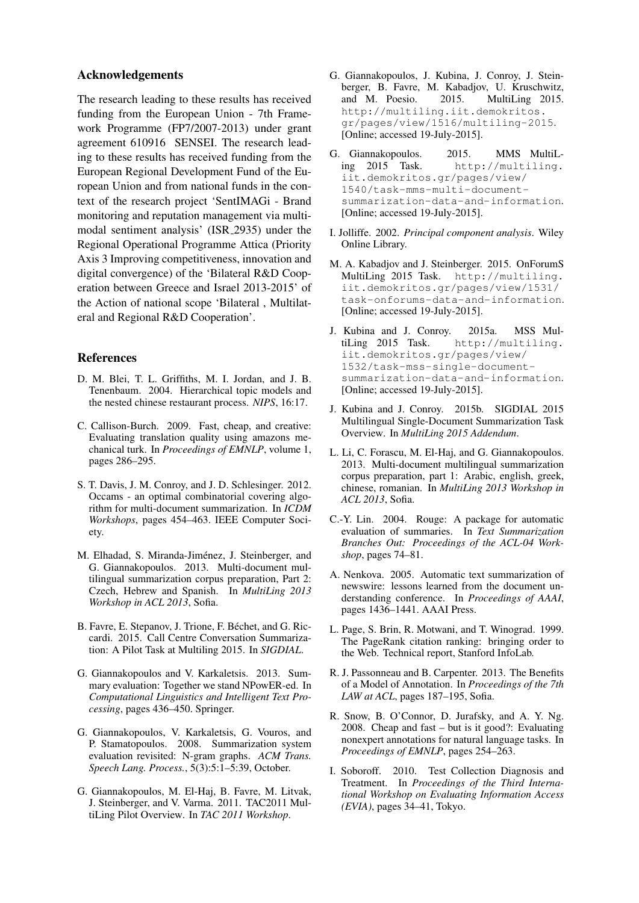## Acknowledgements

The research leading to these results has received funding from the European Union - 7th Framework Programme (FP7/2007-2013) under grant agreement 610916 SENSEI. The research leading to these results has received funding from the European Regional Development Fund of the European Union and from national funds in the context of the research project 'SentIMAGi - Brand monitoring and reputation management via multimodal sentiment analysis' (ISR_2935) under the Regional Operational Programme Attica (Priority Axis 3 Improving competitiveness, innovation and digital convergence) of the 'Bilateral R&D Cooperation between Greece and Israel 2013-2015' of the Action of national scope 'Bilateral , Multilateral and Regional R&D Cooperation'.

## References

D. M. Blei, T. L. Griffiths, M. I. Jordan, and J. B. Tenenbaum. 2004. Hierarchical topic models and the nested chinese restaurant process. *NIPS*, 16:17.

C. Callison-Burch. 2009. Fast, cheap, and creative: Evaluating translation quality using amazons mechanical turk. In *Proceedings of EMNLP*, volume 1, pages 286–295.

S. T. Davis, J. M. Conroy, and J. D. Schlesinger. 2012. Occams - an optimal combinatorial covering algorithm for multi-document summarization. In *ICDM Workshops*, pages 454–463. IEEE Computer Society.

M. Elhadad, S. Miranda-Jiménez, J. Steinberger, and G. Giannakopoulos. 2013. Multi-document multilingual summarization corpus preparation, Part 2: Czech, Hebrew and Spanish. In *MultiLing 2013 Workshop in ACL 2013*, Sofia.

B. Favre, E. Stepanov, J. Trione, F. Béchet, and G. Riccardi. 2015. Call Centre Conversation Summarization: A Pilot Task at Multiling 2015. In *SIGDIAL*.

G. Giannakopoulos and V. Karkaletsis. 2013. Summary evaluation: Together we stand NPowER-ed. In *Computational Linguistics and Intelligent Text Processing*, pages 436–450. Springer.

G. Giannakopoulos, V. Karkaletsis, G. Vouros, and P. Stamatopoulos. 2008. Summarization system evaluation revisited: N-gram graphs. *ACM Trans. Speech Lang. Process.*, 5(3):5:1–5:39, October.

G. Giannakopoulos, M. El-Haj, B. Favre, M. Litvak, J. Steinberger, and V. Varma. 2011. TAC2011 MultiLing Pilot Overview. In *TAC 2011 Workshop*.

G. Giannakopoulos, J. Kubina, J. Conroy, J. Steinberger, B. Favre, M. Kabadjov, U. Kruschwitz, and M. Poesio. 2015. MultiLing 2015. http://multiling.iit.demokritos.gr/pages/view/1516/multiling-2015. [Online; accessed 19-July-2015].

G. Giannakopoulos. 2015. MMS MultiLing 2015 Task. http://multiling.iit.demokritos.gr/pages/view/1540/task-mms-multi-document-summarization-data-and-information. [Online; accessed 19-July-2015].

I. Jolliffe. 2002. *Principal component analysis*. Wiley Online Library.

M. A. Kabadjov and J. Steinberger. 2015. OnForumS MultiLing 2015 Task. http://multiling.iit.demokritos.gr/pages/view/1531/task-onforums-data-and-information. [Online; accessed 19-July-2015].

J. Kubina and J. Conroy. 2015a. MSS MultiLing 2015 Task. http://multiling.iit.demokritos.gr/pages/view/1532/task-mss-single-document-summarization-data-and-information. [Online; accessed 19-July-2015].

J. Kubina and J. Conroy. 2015b. SIGDIAL 2015 Multilingual Single-Document Summarization Task Overview. In *MultiLing 2015 Addendum*.

L. Li, C. Forascu, M. El-Haj, and G. Giannakopoulos. 2013. Multi-document multilingual summarization corpus preparation, part 1: Arabic, english, greek, chinese, romanian. In *MultiLing 2013 Workshop in ACL 2013*, Sofia.

C.-Y. Lin. 2004. Rouge: A package for automatic evaluation of summaries. In *Text Summarization Branches Out: Proceedings of the ACL-04 Workshop*, pages 74–81.

A. Nenkova. 2005. Automatic text summarization of newswire: lessons learned from the document understanding conference. In *Proceedings of AAAI*, pages 1436–1441. AAAI Press.

L. Page, S. Brin, R. Motwani, and T. Winograd. 1999. The PageRank citation ranking: bringing order to the Web. Technical report, Stanford InfoLab.

R. J. Passonneau and B. Carpenter. 2013. The Benefits of a Model of Annotation. In *Proceedings of the 7th LAW at ACL*, pages 187–195, Sofia.

R. Snow, B. O'Connor, D. Jurafsky, and A. Y. Ng. 2008. Cheap and fast – but is it good?: Evaluating nonexpert annotations for natural language tasks. In *Proceedings of EMNLP*, pages 254–263.

I. Soboroff. 2010. Test Collection Diagnosis and Treatment. In *Proceedings of the Third International Workshop on Evaluating Information Access (EVIA)*, pages 34–41, Tokyo.